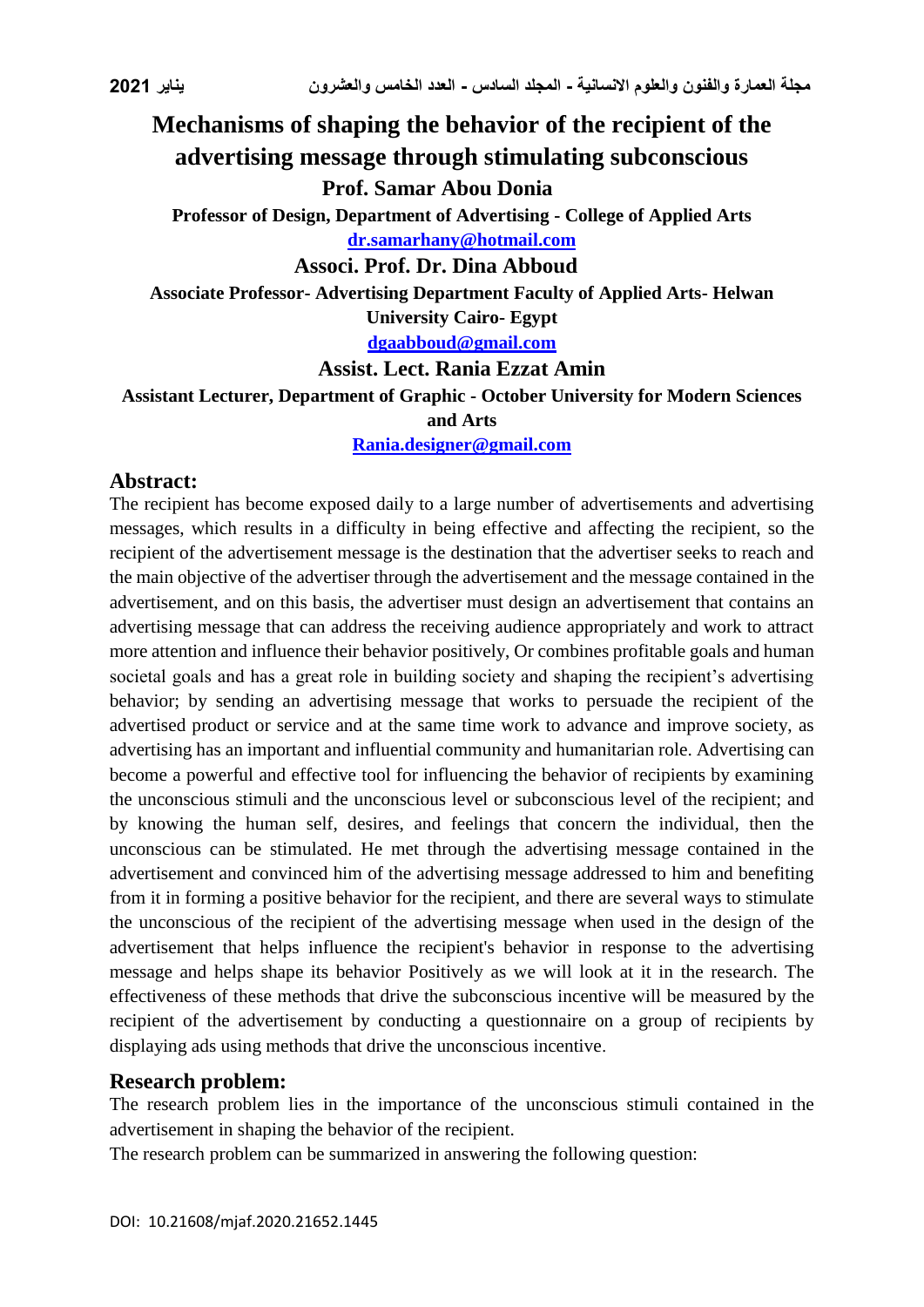# Mechanisms of shaping the behavior of the recipient of the advertising message through stimulating subconscious

**Prof. Samar Abou Donia**

**Professor of Design, Department of Advertising - College of Applied Arts**

**dr.samarhany@hotmail.com**

**Associ. Prof. Dr. Dina Abboud**

**Associate Professor- Advertising Department Faculty of Applied Arts- Helwan University Cairo- Egypt**

**dgaabboud@gmail.com**

**Assist. Lect. Rania Ezzat Amin**

**Assistant Lecturer, Department of Graphic - October University for Modern Sciences and Arts**

**Rania.designer@gmail.com**

## Abstract:

The recipient has become exposed daily to a large number of advertisements and advertising messages, which results in a difficulty in being effective and affecting the recipient, so the recipient of the advertisement message is the destination that the advertiser seeks to reach and the main objective of the advertiser through the advertisement and the message contained in the advertisement, and on this basis, the advertiser must design an advertisement that contains an advertising message that can address the receiving audience appropriately and work to attract more attention and influence their behavior positively, Or combines profitable goals and human societal goals and has a great role in building society and shaping the recipient's advertising behavior; by sending an advertising message that works to persuade the recipient of the advertised product or service and at the same time work to advance and improve society, as advertising has an important and influential community and humanitarian role. Advertising can become a powerful and effective tool for influencing the behavior of recipients by examining the unconscious stimuli and the unconscious level or subconscious level of the recipient; and by knowing the human self, desires, and feelings that concern the individual, then the unconscious can be stimulated. He met through the advertising message contained in the advertisement and convinced him of the advertising message addressed to him and benefiting from it in forming a positive behavior for the recipient, and there are several ways to stimulate the unconscious of the recipient of the advertising message when used in the design of the advertisement that helps influence the recipient's behavior in response to the advertising message and helps shape its behavior Positively as we will look at it in the research. The effectiveness of these methods that drive the subconscious incentive will be measured by the recipient of the advertisement by conducting a questionnaire on a group of recipients by displaying ads using methods that drive the unconscious incentive.

## Research problem:

The research problem lies in the importance of the unconscious stimuli contained in the advertisement in shaping the behavior of the recipient.

The research problem can be summarized in answering the following question:

DOI: 10.21608/mjaf.2020.21652.1445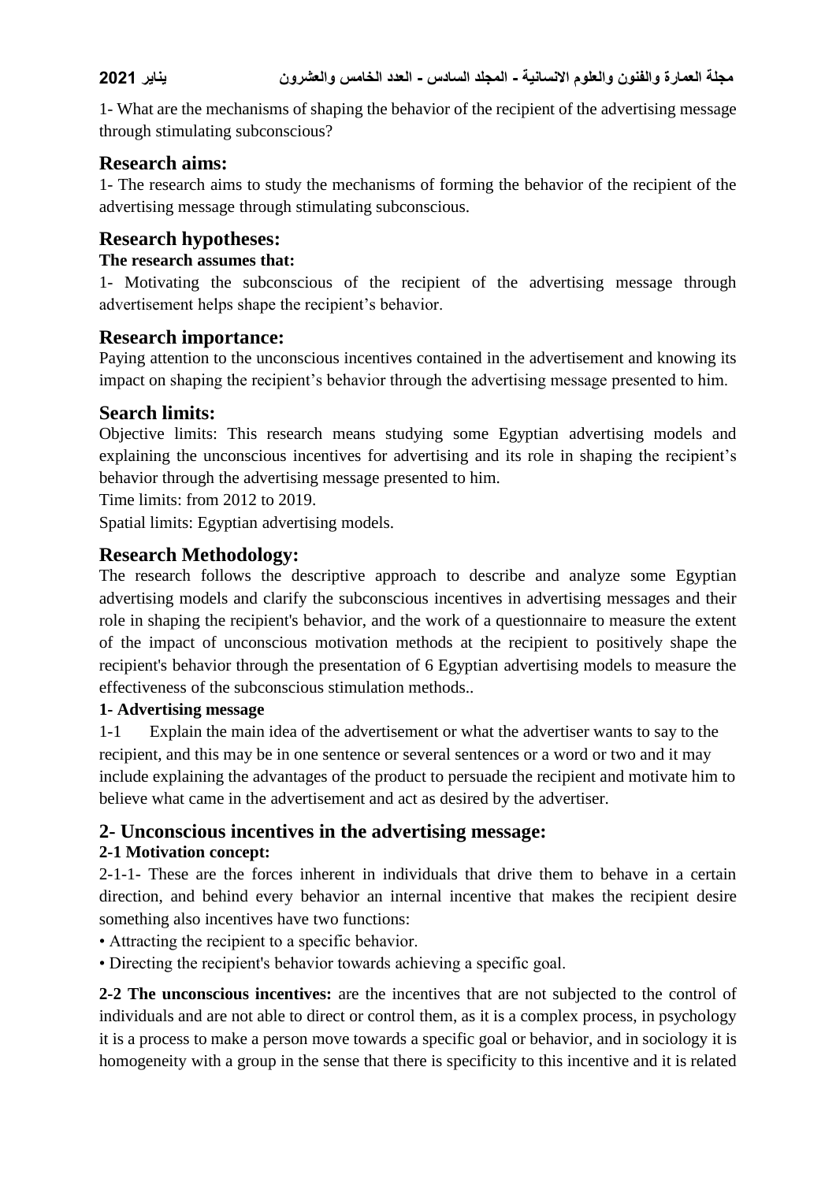1- What are the mechanisms of shaping the behavior of the recipient of the advertising message through stimulating subconscious?

## Research aims:

1- The research aims to study the mechanisms of forming the behavior of the recipient of the advertising message through stimulating subconscious.

## Research hypotheses:

**The research assumes that:**

1- Motivating the subconscious of the recipient of the advertising message through advertisement helps shape the recipient's behavior.

## Research importance:

Paying attention to the unconscious incentives contained in the advertisement and knowing its impact on shaping the recipient's behavior through the advertising message presented to him.

## Search limits:

Objective limits: This research means studying some Egyptian advertising models and explaining the unconscious incentives for advertising and its role in shaping the recipient's behavior through the advertising message presented to him.

Time limits: from 2012 to 2019.

Spatial limits: Egyptian advertising models.

## Research Methodology:

The research follows the descriptive approach to describe and analyze some Egyptian advertising models and clarify the subconscious incentives in advertising messages and their role in shaping the recipient's behavior, and the work of a questionnaire to measure the extent of the impact of unconscious motivation methods at the recipient to positively shape the recipient's behavior through the presentation of 6 Egyptian advertising models to measure the effectiveness of the subconscious stimulation methods..

**1- Advertising message**

1-1 Explain the main idea of the advertisement or what the advertiser wants to say to the recipient, and this may be in one sentence or several sentences or a word or two and it may include explaining the advantages of the product to persuade the recipient and motivate him to believe what came in the advertisement and act as desired by the advertiser.

## 2- Unconscious incentives in the advertising message:

**2-1 Motivation concept:**

2-1-1- These are the forces inherent in individuals that drive them to behave in a certain direction, and behind every behavior an internal incentive that makes the recipient desire something also incentives have two functions:

- Attracting the recipient to a specific behavior.
- Directing the recipient's behavior towards achieving a specific goal.

**2-2 The unconscious incentives:** are the incentives that are not subjected to the control of individuals and are not able to direct or control them, as it is a complex process, in psychology it is a process to make a person move towards a specific goal or behavior, and in sociology it is homogeneity with a group in the sense that there is specificity to this incentive and it is related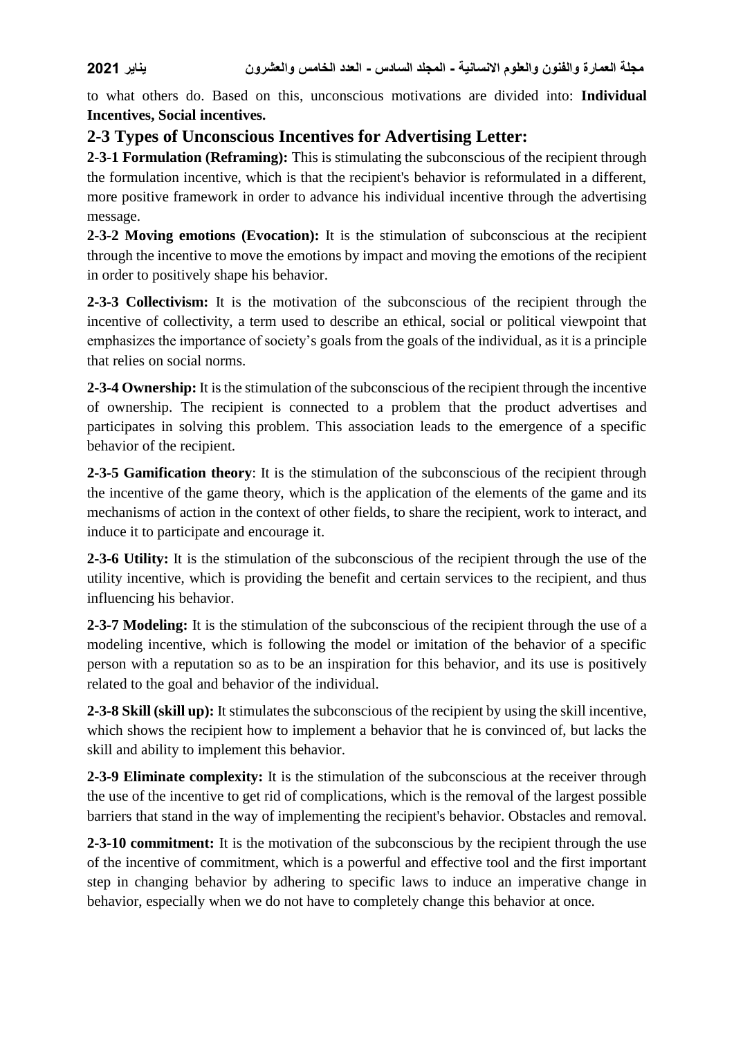to what others do. Based on this, unconscious motivations are divided into: **Individual Incentives, Social incentives.**

## 2-3 Types of Unconscious Incentives for Advertising Letter:

**2-3-1 Formulation (Reframing):** This is stimulating the subconscious of the recipient through the formulation incentive, which is that the recipient's behavior is reformulated in a different, more positive framework in order to advance his individual incentive through the advertising message.

**2-3-2 Moving emotions (Evocation):** It is the stimulation of subconscious at the recipient through the incentive to move the emotions by impact and moving the emotions of the recipient in order to positively shape his behavior.

**2-3-3 Collectivism:** It is the motivation of the subconscious of the recipient through the incentive of collectivity, a term used to describe an ethical, social or political viewpoint that emphasizes the importance of society's goals from the goals of the individual, as it is a principle that relies on social norms.

**2-3-4 Ownership:** It is the stimulation of the subconscious of the recipient through the incentive of ownership. The recipient is connected to a problem that the product advertises and participates in solving this problem. This association leads to the emergence of a specific behavior of the recipient.

**2-3-5 Gamification theory**: It is the stimulation of the subconscious of the recipient through the incentive of the game theory, which is the application of the elements of the game and its mechanisms of action in the context of other fields, to share the recipient, work to interact, and induce it to participate and encourage it.

**2-3-6 Utility:** It is the stimulation of the subconscious of the recipient through the use of the utility incentive, which is providing the benefit and certain services to the recipient, and thus influencing his behavior.

**2-3-7 Modeling:** It is the stimulation of the subconscious of the recipient through the use of a modeling incentive, which is following the model or imitation of the behavior of a specific person with a reputation so as to be an inspiration for this behavior, and its use is positively related to the goal and behavior of the individual.

**2-3-8 Skill (skill up):** It stimulates the subconscious of the recipient by using the skill incentive, which shows the recipient how to implement a behavior that he is convinced of, but lacks the skill and ability to implement this behavior.

**2-3-9 Eliminate complexity:** It is the stimulation of the subconscious at the receiver through the use of the incentive to get rid of complications, which is the removal of the largest possible barriers that stand in the way of implementing the recipient's behavior. Obstacles and removal.

**2-3-10 commitment:** It is the motivation of the subconscious by the recipient through the use of the incentive of commitment, which is a powerful and effective tool and the first important step in changing behavior by adhering to specific laws to induce an imperative change in behavior, especially when we do not have to completely change this behavior at once.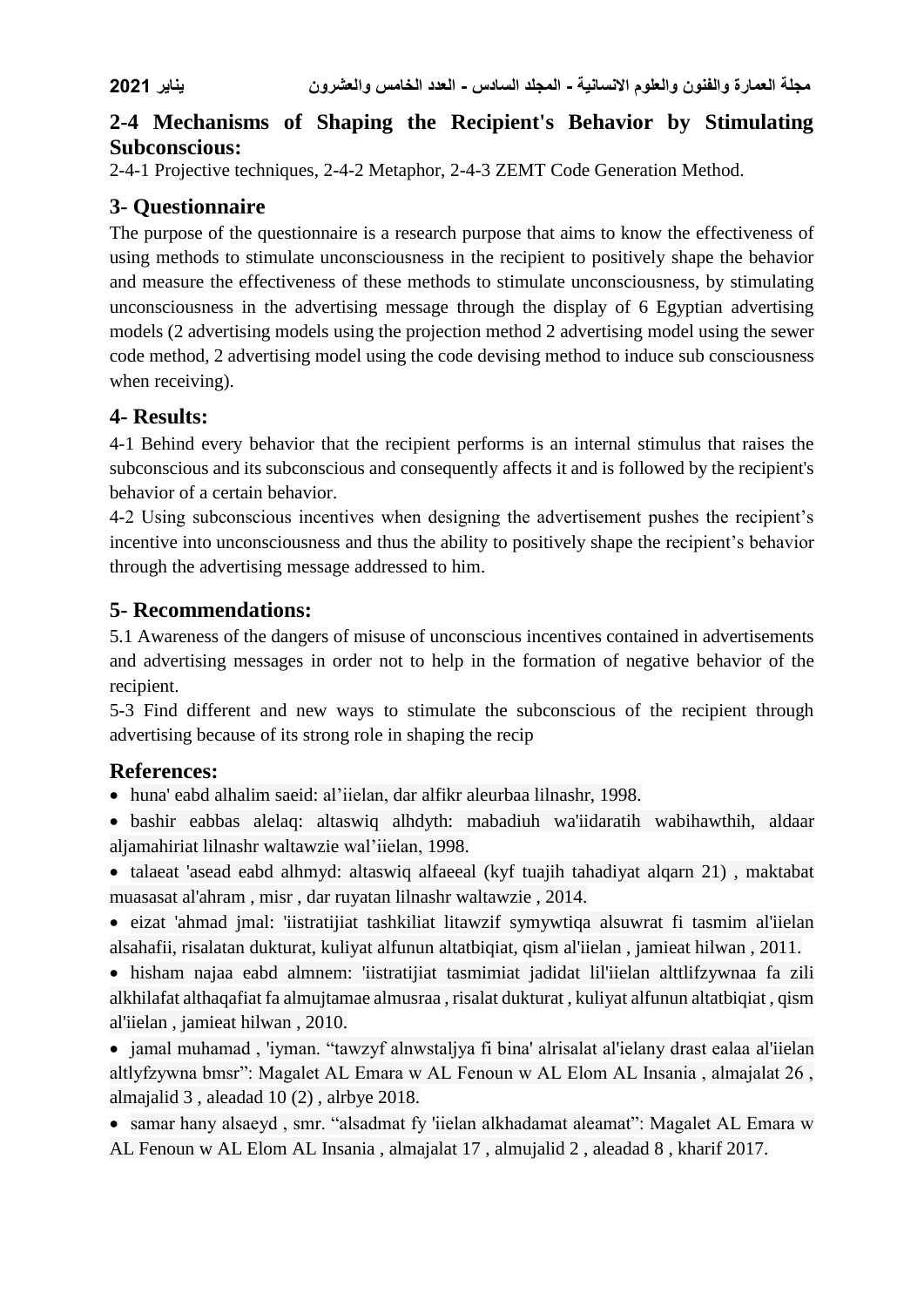## 2-4 Mechanisms of Shaping the Recipient's Behavior by Stimulating Subconscious:

2-4-1 Projective techniques, 2-4-2 Metaphor, 2-4-3 ZEMT Code Generation Method.

## 3- Questionnaire

The purpose of the questionnaire is a research purpose that aims to know the effectiveness of using methods to stimulate unconsciousness in the recipient to positively shape the behavior and measure the effectiveness of these methods to stimulate unconsciousness, by stimulating unconsciousness in the advertising message through the display of 6 Egyptian advertising models (2 advertising models using the projection method 2 advertising model using the sewer code method, 2 advertising model using the code devising method to induce sub consciousness when receiving).

## 4- Results:

4-1 Behind every behavior that the recipient performs is an internal stimulus that raises the subconscious and its subconscious and consequently affects it and is followed by the recipient's behavior of a certain behavior.

4-2 Using subconscious incentives when designing the advertisement pushes the recipient's incentive into unconsciousness and thus the ability to positively shape the recipient's behavior through the advertising message addressed to him.

## 5- Recommendations:

5.1 Awareness of the dangers of misuse of unconscious incentives contained in advertisements and advertising messages in order not to help in the formation of negative behavior of the recipient.

5-3 Find different and new ways to stimulate the subconscious of the recipient through advertising because of its strong role in shaping the recip

## References:

- huna' eabd alhalim saeid: al'iielan, dar alfikr aleurbaa lilnashr, 1998.
- bashir eabbas alelaq: altaswiq alhdyth: mabadiuh wa'iidaratih wabihawthih, aldaar aljamahiriat lilnashr waltawzie wal'iielan, 1998.
- talaeat 'asead eabd alhmyd: altaswiq alfaeeal (kyf tuajih tahadiyat alqarn 21) , maktabat muasasat al'ahram , misr , dar ruyatan lilnashr waltawzie , 2014.
- eizat 'ahmad jmal: 'iistratijiat tashkiliat litawzif symywtiqa alsuwrat fi tasmim al'iielan alsahafii, risalatan dukturat, kuliyat alfunun altatbiqiat, qism al'iielan , jamieat hilwan , 2011.
- hisham najaa eabd almnem: 'iistratijiat tasmimiat jadidat lil'iielan alttlifzywnaa fa zili alkhilafat althaqafiat fa almujtamae almusraa , risalat dukturat , kuliyat alfunun altatbiqiat , qism al'iielan , jamieat hilwan , 2010.
- jamal muhamad , 'iyman. "tawzyf alnwstaljya fi bina' alrisalat al'ielany drast ealaa al'iielan altlyfzywna bmsr": Magalet AL Emara w AL Fenoun w AL Elom AL Insania , almajalat 26 , almajalid 3 , aleadad 10 (2) , alrbye 2018.
- samar hany alsaeyd , smr. "alsadmat fy 'iielan alkhadamat aleamat": Magalet AL Emara w AL Fenoun w AL Elom AL Insania , almajalat 17 , almujalid 2 , aleadad 8 , kharif 2017.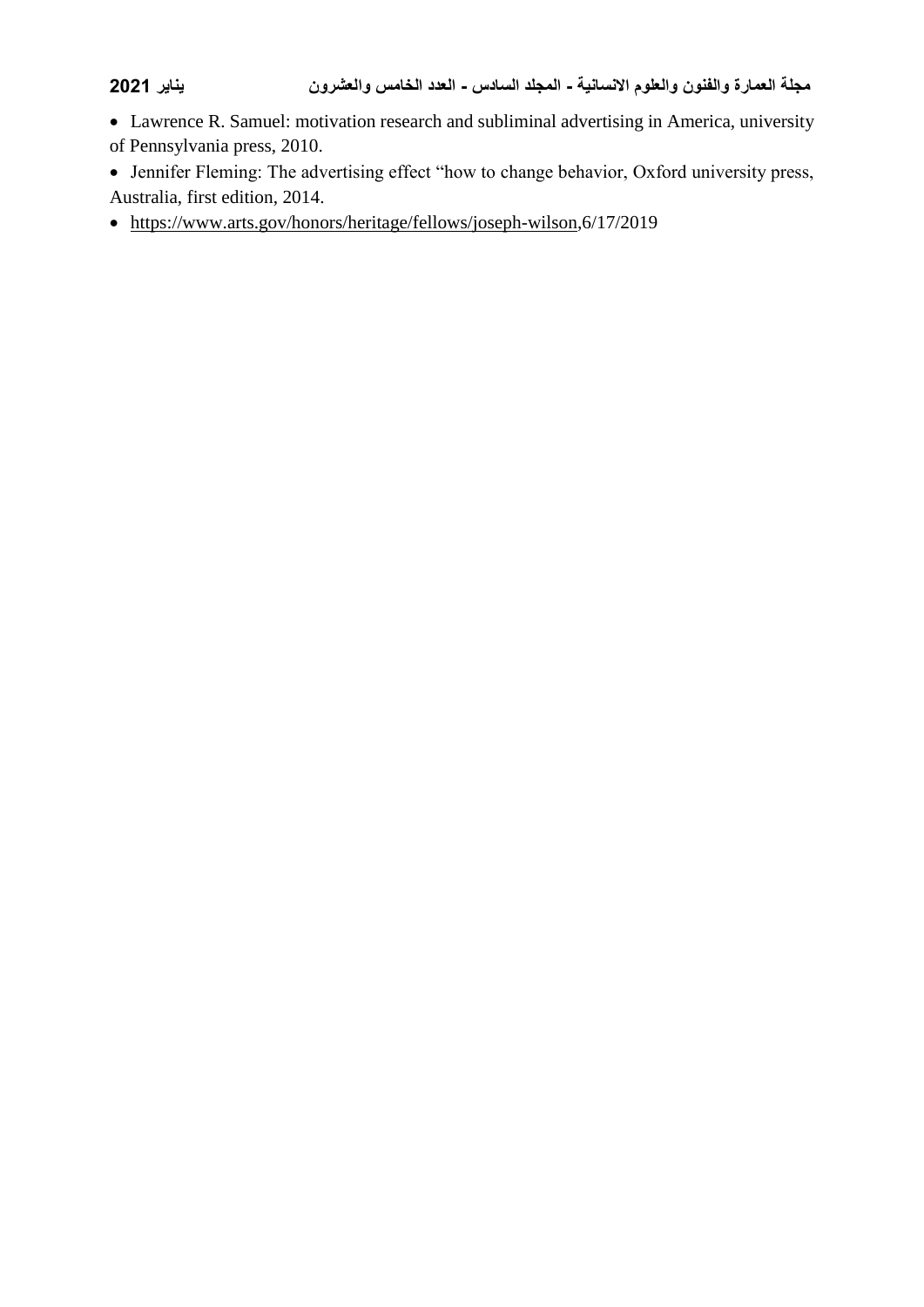- Lawrence R. Samuel: motivation research and subliminal advertising in America, university of Pennsylvania press, 2010.
- Jennifer Fleming: The advertising effect “how to change behavior, Oxford university press, Australia, first edition, 2014.
- https://www.arts.gov/honors/heritage/fellows/joseph-wilson,6/17/2019